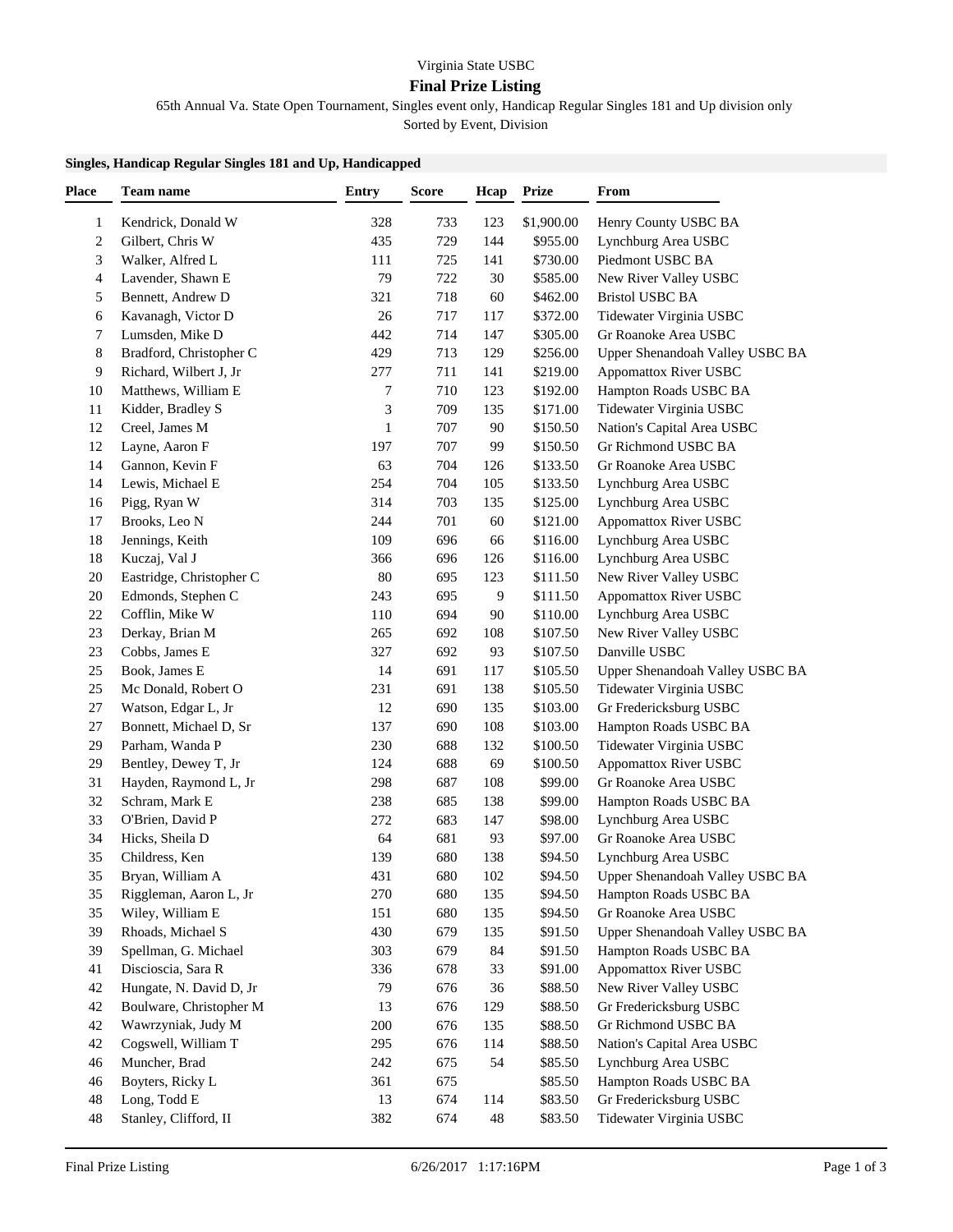Virginia State USBC

# Final Prize Listing

65th Annual Va. State Open Tournament, Singles event only, Handicap Regular Singles 181 and Up division only

Sorted by Event, Division

**Singles, Handicap Regular Singles 181 and Up, Handicapped**

| Place | Team name | Entry | Score | Hcap | Prize | From |
|---|---|---|---|---|---|---|
| 1 | Kendrick, Donald W | 328 | 733 | 123 | $1,900.00 | Henry County USBC BA |
| 2 | Gilbert, Chris W | 435 | 729 | 144 | $955.00 | Lynchburg Area USBC |
| 3 | Walker, Alfred L | 111 | 725 | 141 | $730.00 | Piedmont USBC BA |
| 4 | Lavender, Shawn E | 79 | 722 | 30 | $585.00 | New River Valley USBC |
| 5 | Bennett, Andrew D | 321 | 718 | 60 | $462.00 | Bristol USBC BA |
| 6 | Kavanagh, Victor D | 26 | 717 | 117 | $372.00 | Tidewater Virginia USBC |
| 7 | Lumsden, Mike D | 442 | 714 | 147 | $305.00 | Gr Roanoke Area USBC |
| 8 | Bradford, Christopher C | 429 | 713 | 129 | $256.00 | Upper Shenandoah Valley USBC BA |
| 9 | Richard, Wilbert J, Jr | 277 | 711 | 141 | $219.00 | Appomattox River USBC |
| 10 | Matthews, William E | 7 | 710 | 123 | $192.00 | Hampton Roads USBC BA |
| 11 | Kidder, Bradley S | 3 | 709 | 135 | $171.00 | Tidewater Virginia USBC |
| 12 | Creel, James M | 1 | 707 | 90 | $150.50 | Nation's Capital Area USBC |
| 12 | Layne, Aaron F | 197 | 707 | 99 | $150.50 | Gr Richmond USBC BA |
| 14 | Gannon, Kevin F | 63 | 704 | 126 | $133.50 | Gr Roanoke Area USBC |
| 14 | Lewis, Michael E | 254 | 704 | 105 | $133.50 | Lynchburg Area USBC |
| 16 | Pigg, Ryan W | 314 | 703 | 135 | $125.00 | Lynchburg Area USBC |
| 17 | Brooks, Leo N | 244 | 701 | 60 | $121.00 | Appomattox River USBC |
| 18 | Jennings, Keith | 109 | 696 | 66 | $116.00 | Lynchburg Area USBC |
| 18 | Kuczaj, Val J | 366 | 696 | 126 | $116.00 | Lynchburg Area USBC |
| 20 | Eastridge, Christopher C | 80 | 695 | 123 | $111.50 | New River Valley USBC |
| 20 | Edmonds, Stephen C | 243 | 695 | 9 | $111.50 | Appomattox River USBC |
| 22 | Cofflin, Mike W | 110 | 694 | 90 | $110.00 | Lynchburg Area USBC |
| 23 | Derkay, Brian M | 265 | 692 | 108 | $107.50 | New River Valley USBC |
| 23 | Cobbs, James E | 327 | 692 | 93 | $107.50 | Danville USBC |
| 25 | Book, James E | 14 | 691 | 117 | $105.50 | Upper Shenandoah Valley USBC BA |
| 25 | Mc Donald, Robert O | 231 | 691 | 138 | $105.50 | Tidewater Virginia USBC |
| 27 | Watson, Edgar L, Jr | 12 | 690 | 135 | $103.00 | Gr Fredericksburg USBC |
| 27 | Bonnett, Michael D, Sr | 137 | 690 | 108 | $103.00 | Hampton Roads USBC BA |
| 29 | Parham, Wanda P | 230 | 688 | 132 | $100.50 | Tidewater Virginia USBC |
| 29 | Bentley, Dewey T, Jr | 124 | 688 | 69 | $100.50 | Appomattox River USBC |
| 31 | Hayden, Raymond L, Jr | 298 | 687 | 108 | $99.00 | Gr Roanoke Area USBC |
| 32 | Schram, Mark E | 238 | 685 | 138 | $99.00 | Hampton Roads USBC BA |
| 33 | O'Brien, David P | 272 | 683 | 147 | $98.00 | Lynchburg Area USBC |
| 34 | Hicks, Sheila D | 64 | 681 | 93 | $97.00 | Gr Roanoke Area USBC |
| 35 | Childress, Ken | 139 | 680 | 138 | $94.50 | Lynchburg Area USBC |
| 35 | Bryan, William A | 431 | 680 | 102 | $94.50 | Upper Shenandoah Valley USBC BA |
| 35 | Riggleman, Aaron L, Jr | 270 | 680 | 135 | $94.50 | Hampton Roads USBC BA |
| 35 | Wiley, William E | 151 | 680 | 135 | $94.50 | Gr Roanoke Area USBC |
| 39 | Rhoads, Michael S | 430 | 679 | 135 | $91.50 | Upper Shenandoah Valley USBC BA |
| 39 | Spellman, G. Michael | 303 | 679 | 84 | $91.50 | Hampton Roads USBC BA |
| 41 | Discioscia, Sara R | 336 | 678 | 33 | $91.00 | Appomattox River USBC |
| 42 | Hungate, N. David D, Jr | 79 | 676 | 36 | $88.50 | New River Valley USBC |
| 42 | Boulware, Christopher M | 13 | 676 | 129 | $88.50 | Gr Fredericksburg USBC |
| 42 | Wawrzyniak, Judy M | 200 | 676 | 135 | $88.50 | Gr Richmond USBC BA |
| 42 | Cogswell, William T | 295 | 676 | 114 | $88.50 | Nation's Capital Area USBC |
| 46 | Muncher, Brad | 242 | 675 | 54 | $85.50 | Lynchburg Area USBC |
| 46 | Boyters, Ricky L | 361 | 675 | | $85.50 | Hampton Roads USBC BA |
| 48 | Long, Todd E | 13 | 674 | 114 | $83.50 | Gr Fredericksburg USBC |
| 48 | Stanley, Clifford, II | 382 | 674 | 48 | $83.50 | Tidewater Virginia USBC |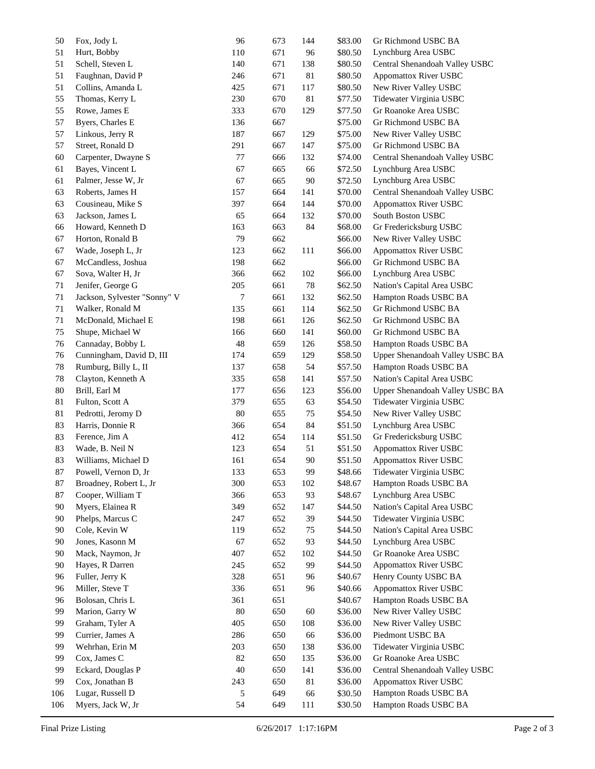| | | | | | | |
|---|---|---|---|---|---|---|
| 50 | Fox, Jody L | 96 | 673 | 144 | $83.00 | Gr Richmond USBC BA |
| 51 | Hurt, Bobby | 110 | 671 | 96 | $80.50 | Lynchburg Area USBC |
| 51 | Schell, Steven L | 140 | 671 | 138 | $80.50 | Central Shenandoah Valley USBC |
| 51 | Faughnan, David P | 246 | 671 | 81 | $80.50 | Appomattox River USBC |
| 51 | Collins, Amanda L | 425 | 671 | 117 | $80.50 | New River Valley USBC |
| 55 | Thomas, Kerry L | 230 | 670 | 81 | $77.50 | Tidewater Virginia USBC |
| 55 | Rowe, James E | 333 | 670 | 129 | $77.50 | Gr Roanoke Area USBC |
| 57 | Byers, Charles E | 136 | 667 | | $75.00 | Gr Richmond USBC BA |
| 57 | Linkous, Jerry R | 187 | 667 | 129 | $75.00 | New River Valley USBC |
| 57 | Street, Ronald D | 291 | 667 | 147 | $75.00 | Gr Richmond USBC BA |
| 60 | Carpenter, Dwayne S | 77 | 666 | 132 | $74.00 | Central Shenandoah Valley USBC |
| 61 | Bayes, Vincent L | 67 | 665 | 66 | $72.50 | Lynchburg Area USBC |
| 61 | Palmer, Jesse W, Jr | 67 | 665 | 90 | $72.50 | Lynchburg Area USBC |
| 63 | Roberts, James H | 157 | 664 | 141 | $70.00 | Central Shenandoah Valley USBC |
| 63 | Cousineau, Mike S | 397 | 664 | 144 | $70.00 | Appomattox River USBC |
| 63 | Jackson, James L | 65 | 664 | 132 | $70.00 | South Boston USBC |
| 66 | Howard, Kenneth D | 163 | 663 | 84 | $68.00 | Gr Fredericksburg USBC |
| 67 | Horton, Ronald B | 79 | 662 | | $66.00 | New River Valley USBC |
| 67 | Wade, Joseph L, Jr | 123 | 662 | 111 | $66.00 | Appomattox River USBC |
| 67 | McCandless, Joshua | 198 | 662 | | $66.00 | Gr Richmond USBC BA |
| 67 | Sova, Walter H, Jr | 366 | 662 | 102 | $66.00 | Lynchburg Area USBC |
| 71 | Jenifer, George G | 205 | 661 | 78 | $62.50 | Nation's Capital Area USBC |
| 71 | Jackson, Sylvester "Sonny" V | 7 | 661 | 132 | $62.50 | Hampton Roads USBC BA |
| 71 | Walker, Ronald M | 135 | 661 | 114 | $62.50 | Gr Richmond USBC BA |
| 71 | McDonald, Michael E | 198 | 661 | 126 | $62.50 | Gr Richmond USBC BA |
| 75 | Shupe, Michael W | 166 | 660 | 141 | $60.00 | Gr Richmond USBC BA |
| 76 | Cannaday, Bobby L | 48 | 659 | 126 | $58.50 | Hampton Roads USBC BA |
| 76 | Cunningham, David D, III | 174 | 659 | 129 | $58.50 | Upper Shenandoah Valley USBC BA |
| 78 | Rumburg, Billy L, II | 137 | 658 | 54 | $57.50 | Hampton Roads USBC BA |
| 78 | Clayton, Kenneth A | 335 | 658 | 141 | $57.50 | Nation's Capital Area USBC |
| 80 | Brill, Earl M | 177 | 656 | 123 | $56.00 | Upper Shenandoah Valley USBC BA |
| 81 | Fulton, Scott A | 379 | 655 | 63 | $54.50 | Tidewater Virginia USBC |
| 81 | Pedrotti, Jeromy D | 80 | 655 | 75 | $54.50 | New River Valley USBC |
| 83 | Harris, Donnie R | 366 | 654 | 84 | $51.50 | Lynchburg Area USBC |
| 83 | Ference, Jim A | 412 | 654 | 114 | $51.50 | Gr Fredericksburg USBC |
| 83 | Wade, B. Neil N | 123 | 654 | 51 | $51.50 | Appomattox River USBC |
| 83 | Williams, Michael D | 161 | 654 | 90 | $51.50 | Appomattox River USBC |
| 87 | Powell, Vernon D, Jr | 133 | 653 | 99 | $48.66 | Tidewater Virginia USBC |
| 87 | Broadney, Robert L, Jr | 300 | 653 | 102 | $48.67 | Hampton Roads USBC BA |
| 87 | Cooper, William T | 366 | 653 | 93 | $48.67 | Lynchburg Area USBC |
| 90 | Myers, Elainea R | 349 | 652 | 147 | $44.50 | Nation's Capital Area USBC |
| 90 | Phelps, Marcus C | 247 | 652 | 39 | $44.50 | Tidewater Virginia USBC |
| 90 | Cole, Kevin W | 119 | 652 | 75 | $44.50 | Nation's Capital Area USBC |
| 90 | Jones, Kasonn M | 67 | 652 | 93 | $44.50 | Lynchburg Area USBC |
| 90 | Mack, Naymon, Jr | 407 | 652 | 102 | $44.50 | Gr Roanoke Area USBC |
| 90 | Hayes, R Darren | 245 | 652 | 99 | $44.50 | Appomattox River USBC |
| 96 | Fuller, Jerry K | 328 | 651 | 96 | $40.67 | Henry County USBC BA |
| 96 | Miller, Steve T | 336 | 651 | 96 | $40.66 | Appomattox River USBC |
| 96 | Bolosan, Chris L | 361 | 651 | | $40.67 | Hampton Roads USBC BA |
| 99 | Marion, Garry W | 80 | 650 | 60 | $36.00 | New River Valley USBC |
| 99 | Graham, Tyler A | 405 | 650 | 108 | $36.00 | New River Valley USBC |
| 99 | Currier, James A | 286 | 650 | 66 | $36.00 | Piedmont USBC BA |
| 99 | Wehrhan, Erin M | 203 | 650 | 138 | $36.00 | Tidewater Virginia USBC |
| 99 | Cox, James C | 82 | 650 | 135 | $36.00 | Gr Roanoke Area USBC |
| 99 | Eckard, Douglas P | 40 | 650 | 141 | $36.00 | Central Shenandoah Valley USBC |
| 99 | Cox, Jonathan B | 243 | 650 | 81 | $36.00 | Appomattox River USBC |
| 106 | Lugar, Russell D | 5 | 649 | 66 | $30.50 | Hampton Roads USBC BA |
| 106 | Myers, Jack W, Jr | 54 | 649 | 111 | $30.50 | Hampton Roads USBC BA |

Final Prize Listing 6/26/2017 1:17:16PM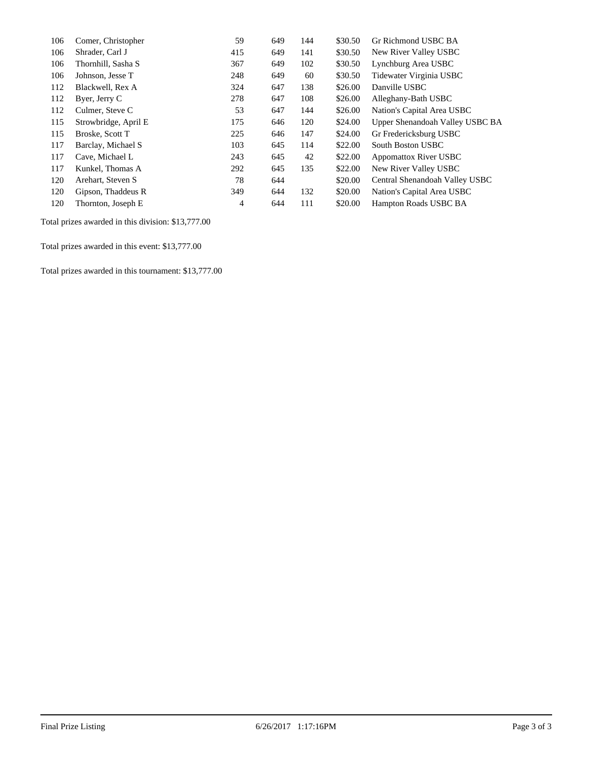| | | | | | | |
|---|---|---|---|---|---|---|
| 106 | Comer, Christopher | 59 | 649 | 144 | $30.50 | Gr Richmond USBC BA |
| 106 | Shrader, Carl J | 415 | 649 | 141 | $30.50 | New River Valley USBC |
| 106 | Thornhill, Sasha S | 367 | 649 | 102 | $30.50 | Lynchburg Area USBC |
| 106 | Johnson, Jesse T | 248 | 649 | 60 | $30.50 | Tidewater Virginia USBC |
| 112 | Blackwell, Rex A | 324 | 647 | 138 | $26.00 | Danville USBC |
| 112 | Byer, Jerry C | 278 | 647 | 108 | $26.00 | Alleghany-Bath USBC |
| 112 | Culmer, Steve C | 53 | 647 | 144 | $26.00 | Nation's Capital Area USBC |
| 115 | Strowbridge, April E | 175 | 646 | 120 | $24.00 | Upper Shenandoah Valley USBC BA |
| 115 | Broske, Scott T | 225 | 646 | 147 | $24.00 | Gr Fredericksburg USBC |
| 117 | Barclay, Michael S | 103 | 645 | 114 | $22.00 | South Boston USBC |
| 117 | Cave, Michael L | 243 | 645 | 42 | $22.00 | Appomattox River USBC |
| 117 | Kunkel, Thomas A | 292 | 645 | 135 | $22.00 | New River Valley USBC |
| 120 | Arehart, Steven S | 78 | 644 | | $20.00 | Central Shenandoah Valley USBC |
| 120 | Gipson, Thaddeus R | 349 | 644 | 132 | $20.00 | Nation's Capital Area USBC |
| 120 | Thornton, Joseph E | 4 | 644 | 111 | $20.00 | Hampton Roads USBC BA |

Total prizes awarded in this division: $13,777.00

Total prizes awarded in this event: $13,777.00

Total prizes awarded in this tournament: $13,777.00

Final Prize Listing 6/26/2017 1:17:16PM